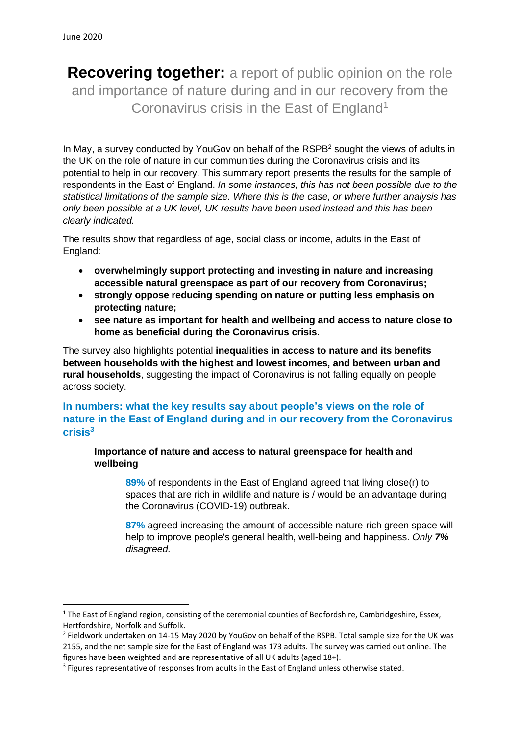June 2020

# **Recovering together:** a report of public opinion on the role and importance of nature during and in our recovery from the Coronavirus crisis in the East of England[1]

In May, a survey conducted by YouGov on behalf of the RSPB[2] sought the views of adults in the UK on the role of nature in our communities during the Coronavirus crisis and its potential to help in our recovery. This summary report presents the results for the sample of respondents in the East of England. *In some instances, this has not been possible due to the statistical limitations of the sample size. Where this is the case, or where further analysis has only been possible at a UK level, UK results have been used instead and this has been clearly indicated.*

The results show that regardless of age, social class or income, adults in the East of England:

- **overwhelmingly support protecting and investing in nature and increasing accessible natural greenspace as part of our recovery from Coronavirus;**
- **strongly oppose reducing spending on nature or putting less emphasis on protecting nature;**
- **see nature as important for health and wellbeing and access to nature close to home as beneficial during the Coronavirus crisis.**

The survey also highlights potential **inequalities in access to nature and its benefits between households with the highest and lowest incomes, and between urban and rural households**, suggesting the impact of Coronavirus is not falling equally on people across society.

## In numbers: what the key results say about people's views on the role of nature in the East of England during and in our recovery from the Coronavirus crisis[3]

### Importance of nature and access to natural greenspace for health and wellbeing

**89%** of respondents in the East of England agreed that living close(r) to spaces that are rich in wildlife and nature is / would be an advantage during the Coronavirus (COVID-19) outbreak.

**87%** agreed increasing the amount of accessible nature-rich green space will help to improve people's general health, well-being and happiness. *Only **7%** disagreed.*

---

[1] The East of England region, consisting of the ceremonial counties of Bedfordshire, Cambridgeshire, Essex, Hertfordshire, Norfolk and Suffolk.

[2] Fieldwork undertaken on 14-15 May 2020 by YouGov on behalf of the RSPB. Total sample size for the UK was 2155, and the net sample size for the East of England was 173 adults. The survey was carried out online. The figures have been weighted and are representative of all UK adults (aged 18+).

[3] Figures representative of responses from adults in the East of England unless otherwise stated.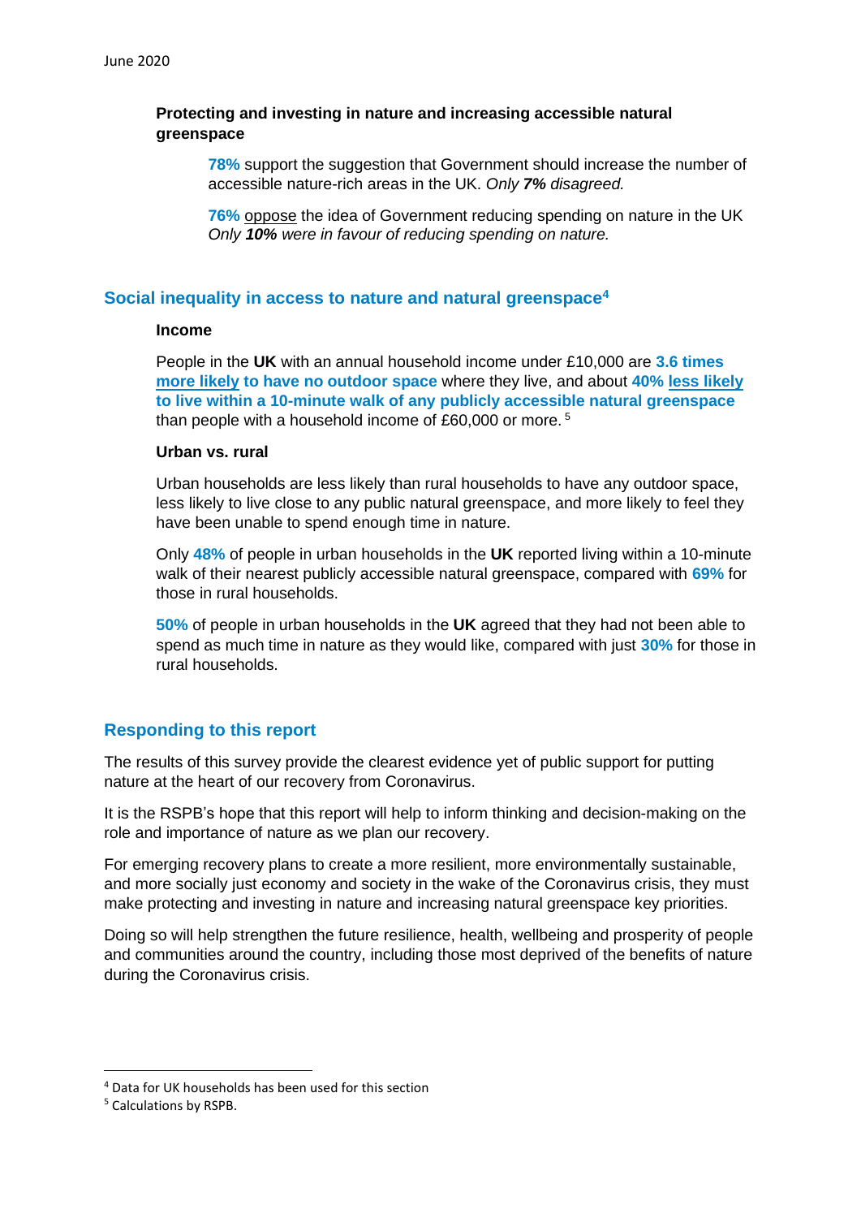**Protecting and investing in nature and increasing accessible natural greenspace**

> **78%** support the suggestion that Government should increase the number of accessible nature-rich areas in the UK. *Only **7%** disagreed.*
>
> **76%** oppose the idea of Government reducing spending on nature in the UK *Only **10%** were in favour of reducing spending on nature.*

## Social inequality in access to nature and natural greenspace[4]

**Income**

People in the **UK** with an annual household income under £10,000 are **3.6 times more likely to have no outdoor space** where they live, and about **40% less likely to live within a 10-minute walk of any publicly accessible natural greenspace** than people with a household income of £60,000 or more. [5]

**Urban vs. rural**

Urban households are less likely than rural households to have any outdoor space, less likely to live close to any public natural greenspace, and more likely to feel they have been unable to spend enough time in nature.

Only **48%** of people in urban households in the **UK** reported living within a 10-minute walk of their nearest publicly accessible natural greenspace, compared with **69%** for those in rural households.

**50%** of people in urban households in the **UK** agreed that they had not been able to spend as much time in nature as they would like, compared with just **30%** for those in rural households.

## Responding to this report

The results of this survey provide the clearest evidence yet of public support for putting nature at the heart of our recovery from Coronavirus.

It is the RSPB's hope that this report will help to inform thinking and decision-making on the role and importance of nature as we plan our recovery.

For emerging recovery plans to create a more resilient, more environmentally sustainable, and more socially just economy and society in the wake of the Coronavirus crisis, they must make protecting and investing in nature and increasing natural greenspace key priorities.

Doing so will help strengthen the future resilience, health, wellbeing and prosperity of people and communities around the country, including those most deprived of the benefits of nature during the Coronavirus crisis.

---

[4] Data for UK households has been used for this section

[5] Calculations by RSPB.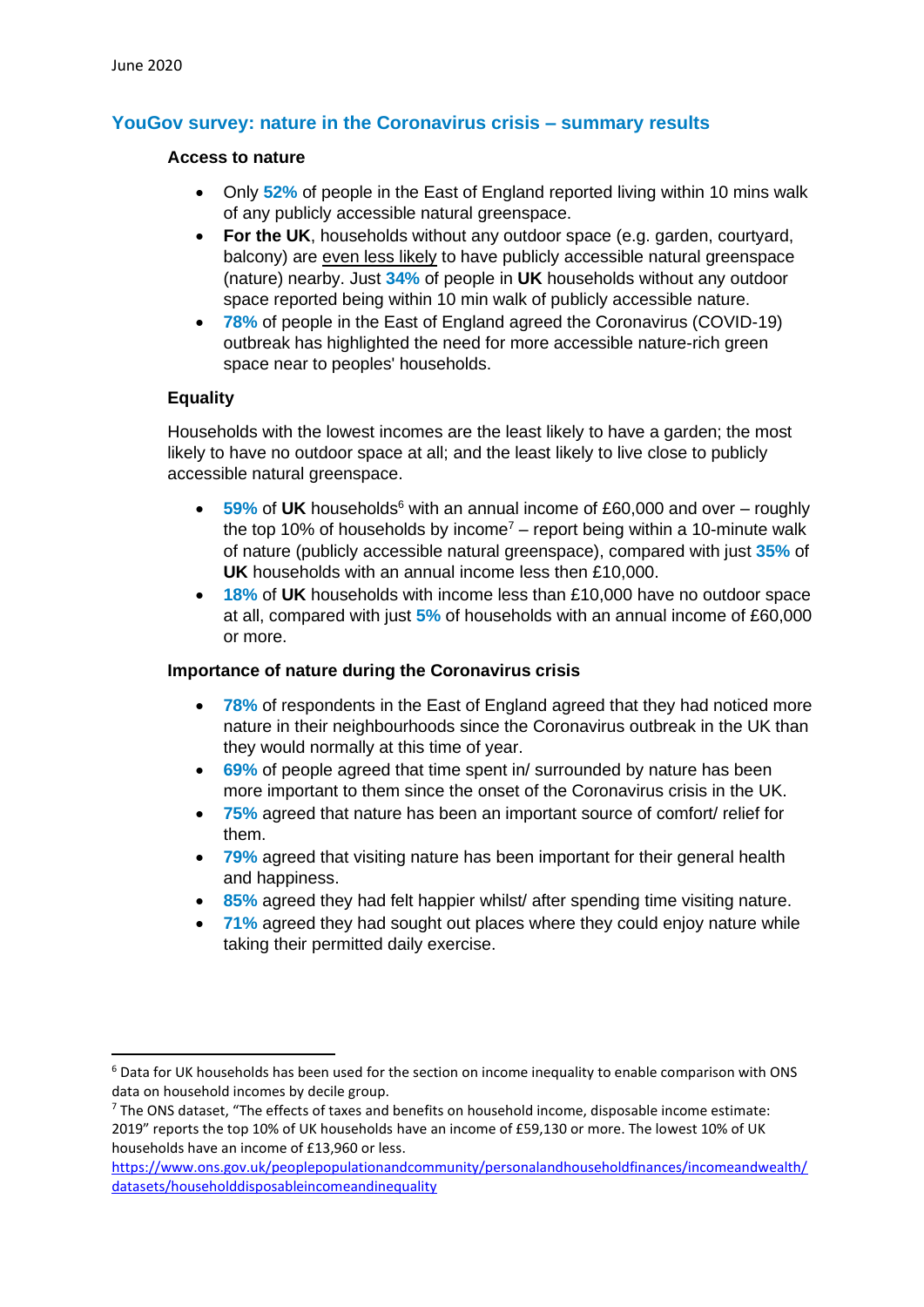June 2020

## YouGov survey: nature in the Coronavirus crisis – summary results

### Access to nature

- Only **52%** of people in the East of England reported living within 10 mins walk of any publicly accessible natural greenspace.
- **For the UK**, households without any outdoor space (e.g. garden, courtyard, balcony) are even less likely to have publicly accessible natural greenspace (nature) nearby. Just **34%** of people in **UK** households without any outdoor space reported being within 10 min walk of publicly accessible nature.
- **78%** of people in the East of England agreed the Coronavirus (COVID-19) outbreak has highlighted the need for more accessible nature-rich green space near to peoples' households.

### Equality

Households with the lowest incomes are the least likely to have a garden; the most likely to have no outdoor space at all; and the least likely to live close to publicly accessible natural greenspace.

- **59%** of **UK** households[6] with an annual income of £60,000 and over – roughly the top 10% of households by income[7] – report being within a 10-minute walk of nature (publicly accessible natural greenspace), compared with just **35%** of **UK** households with an annual income less then £10,000.
- **18%** of **UK** households with income less than £10,000 have no outdoor space at all, compared with just **5%** of households with an annual income of £60,000 or more.

### Importance of nature during the Coronavirus crisis

- **78%** of respondents in the East of England agreed that they had noticed more nature in their neighbourhoods since the Coronavirus outbreak in the UK than they would normally at this time of year.
- **69%** of people agreed that time spent in/ surrounded by nature has been more important to them since the onset of the Coronavirus crisis in the UK.
- **75%** agreed that nature has been an important source of comfort/ relief for them.
- **79%** agreed that visiting nature has been important for their general health and happiness.
- **85%** agreed they had felt happier whilst/ after spending time visiting nature.
- **71%** agreed they had sought out places where they could enjoy nature while taking their permitted daily exercise.

---

[6] Data for UK households has been used for the section on income inequality to enable comparison with ONS data on household incomes by decile group.

[7] The ONS dataset, "The effects of taxes and benefits on household income, disposable income estimate: 2019" reports the top 10% of UK households have an income of £59,130 or more. The lowest 10% of UK households have an income of £13,960 or less.
https://www.ons.gov.uk/peoplepopulationandcommunity/personalandhouseholdfinances/incomeandwealth/datasets/householddisposableincomeandinequality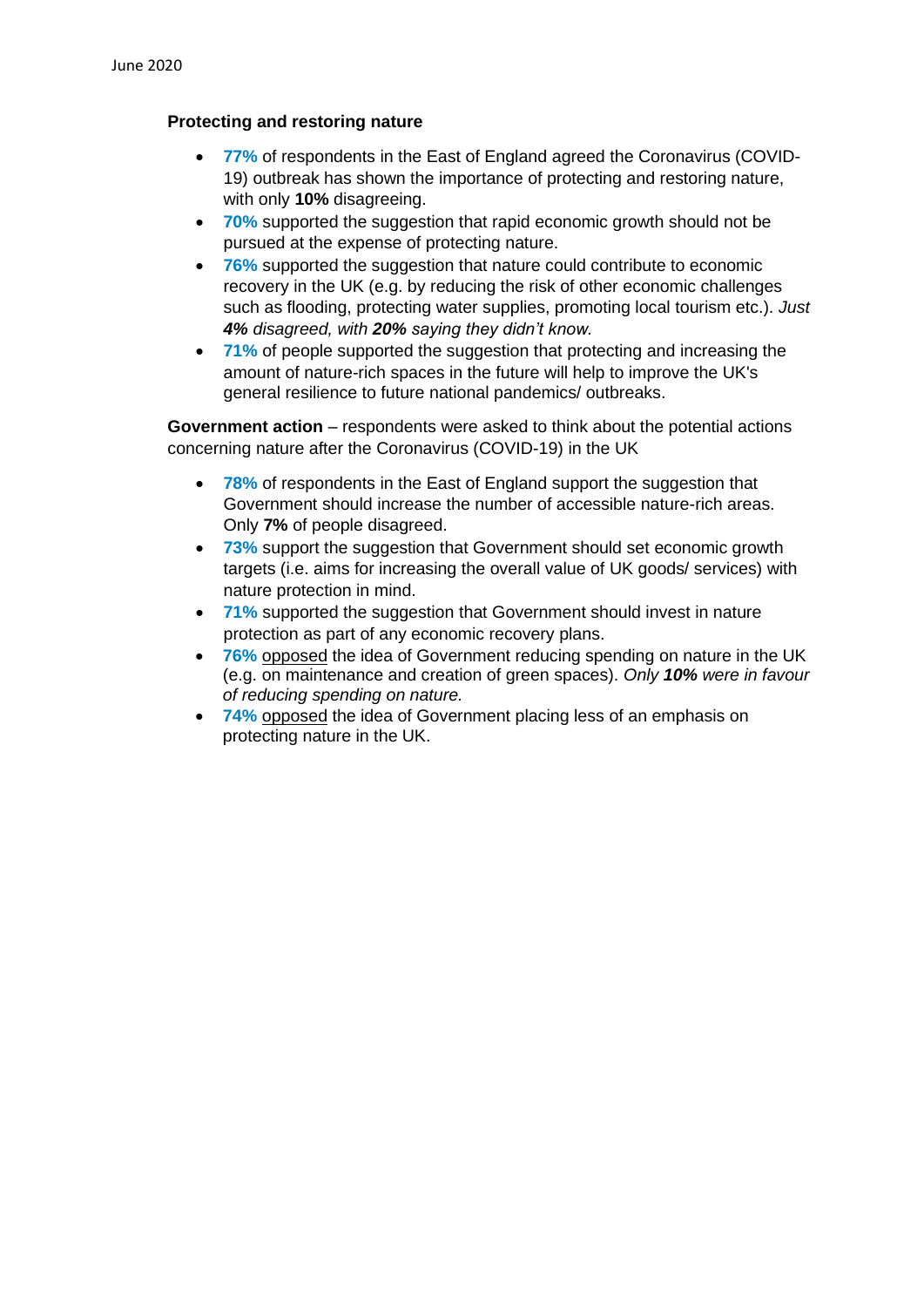**Protecting and restoring nature**

- **77%** of respondents in the East of England agreed the Coronavirus (COVID-19) outbreak has shown the importance of protecting and restoring nature, with only **10%** disagreeing.
- **70%** supported the suggestion that rapid economic growth should not be pursued at the expense of protecting nature.
- **76%** supported the suggestion that nature could contribute to economic recovery in the UK (e.g. by reducing the risk of other economic challenges such as flooding, protecting water supplies, promoting local tourism etc.). *Just **4%** disagreed, with **20%** saying they didn't know.*
- **71%** of people supported the suggestion that protecting and increasing the amount of nature-rich spaces in the future will help to improve the UK's general resilience to future national pandemics/ outbreaks.

**Government action** – respondents were asked to think about the potential actions concerning nature after the Coronavirus (COVID-19) in the UK

- **78%** of respondents in the East of England support the suggestion that Government should increase the number of accessible nature-rich areas. Only **7%** of people disagreed.
- **73%** support the suggestion that Government should set economic growth targets (i.e. aims for increasing the overall value of UK goods/ services) with nature protection in mind.
- **71%** supported the suggestion that Government should invest in nature protection as part of any economic recovery plans.
- **76%** opposed the idea of Government reducing spending on nature in the UK (e.g. on maintenance and creation of green spaces). *Only **10%** were in favour of reducing spending on nature.*
- **74%** opposed the idea of Government placing less of an emphasis on protecting nature in the UK.